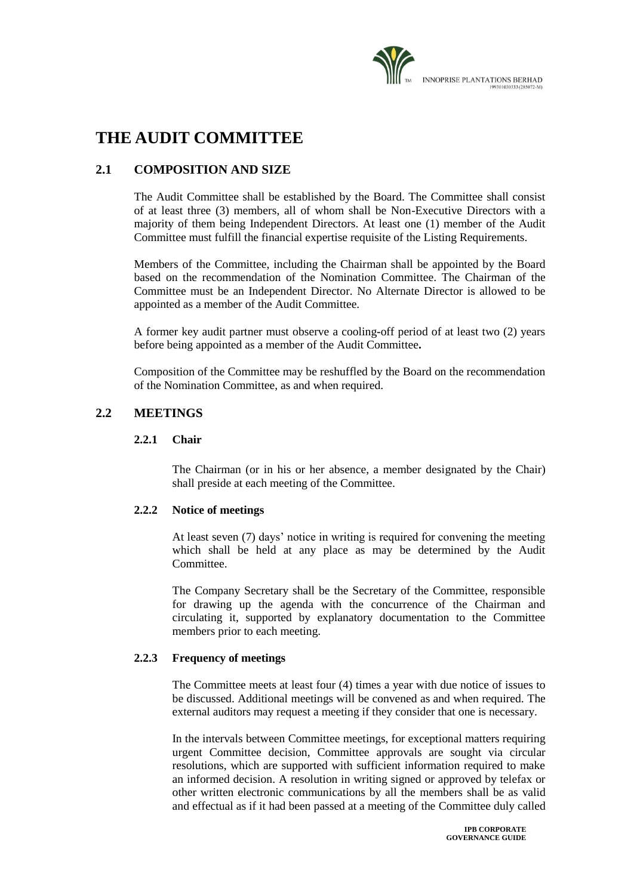# THE AUDIT COMMITTEE

## 2.1 COMPOSITION AND SIZE

The Audit Committee shall be established by the Board. The Committee shall consist of at least three (3) members, all of whom shall be Non-Executive Directors with a majority of them being Independent Directors. At least one (1) member of the Audit Committee must fulfill the financial expertise requisite of the Listing Requirements.

Members of the Committee, including the Chairman shall be appointed by the Board based on the recommendation of the Nomination Committee. The Chairman of the Committee must be an Independent Director. No Alternate Director is allowed to be appointed as a member of the Audit Committee.

A former key audit partner must observe a cooling-off period of at least two (2) years before being appointed as a member of the Audit Committee**.**

Composition of the Committee may be reshuffled by the Board on the recommendation of the Nomination Committee, as and when required.

## 2.2 MEETINGS

### 2.2.1 Chair

The Chairman (or in his or her absence, a member designated by the Chair) shall preside at each meeting of the Committee.

### 2.2.2 Notice of meetings

At least seven (7) days' notice in writing is required for convening the meeting which shall be held at any place as may be determined by the Audit Committee.

The Company Secretary shall be the Secretary of the Committee, responsible for drawing up the agenda with the concurrence of the Chairman and circulating it, supported by explanatory documentation to the Committee members prior to each meeting.

### 2.2.3 Frequency of meetings

The Committee meets at least four (4) times a year with due notice of issues to be discussed. Additional meetings will be convened as and when required. The external auditors may request a meeting if they consider that one is necessary.

In the intervals between Committee meetings, for exceptional matters requiring urgent Committee decision, Committee approvals are sought via circular resolutions, which are supported with sufficient information required to make an informed decision. A resolution in writing signed or approved by telefax or other written electronic communications by all the members shall be as valid and effectual as if it had been passed at a meeting of the Committee duly called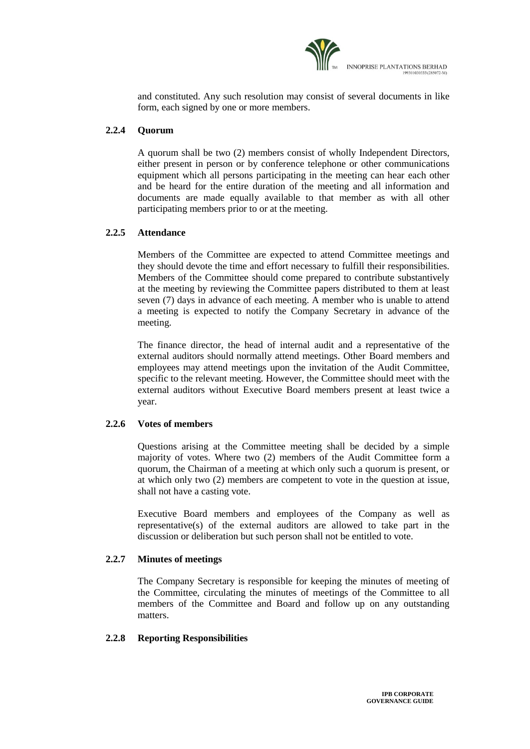and constituted. Any such resolution may consist of several documents in like form, each signed by one or more members.

### 2.2.4 Quorum

A quorum shall be two (2) members consist of wholly Independent Directors, either present in person or by conference telephone or other communications equipment which all persons participating in the meeting can hear each other and be heard for the entire duration of the meeting and all information and documents are made equally available to that member as with all other participating members prior to or at the meeting.

### 2.2.5 Attendance

Members of the Committee are expected to attend Committee meetings and they should devote the time and effort necessary to fulfill their responsibilities. Members of the Committee should come prepared to contribute substantively at the meeting by reviewing the Committee papers distributed to them at least seven (7) days in advance of each meeting. A member who is unable to attend a meeting is expected to notify the Company Secretary in advance of the meeting.

The finance director, the head of internal audit and a representative of the external auditors should normally attend meetings. Other Board members and employees may attend meetings upon the invitation of the Audit Committee, specific to the relevant meeting. However, the Committee should meet with the external auditors without Executive Board members present at least twice a year.

### 2.2.6 Votes of members

Questions arising at the Committee meeting shall be decided by a simple majority of votes. Where two (2) members of the Audit Committee form a quorum, the Chairman of a meeting at which only such a quorum is present, or at which only two (2) members are competent to vote in the question at issue, shall not have a casting vote.

Executive Board members and employees of the Company as well as representative(s) of the external auditors are allowed to take part in the discussion or deliberation but such person shall not be entitled to vote.

### 2.2.7 Minutes of meetings

The Company Secretary is responsible for keeping the minutes of meeting of the Committee, circulating the minutes of meetings of the Committee to all members of the Committee and Board and follow up on any outstanding matters.

### 2.2.8 Reporting Responsibilities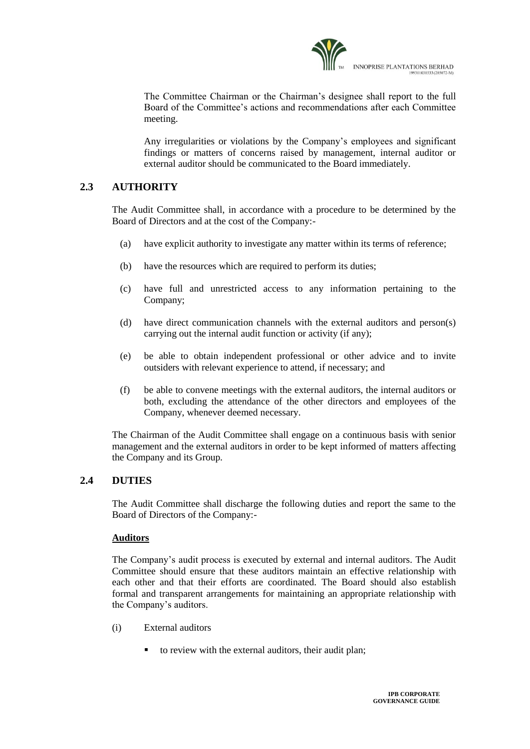The Committee Chairman or the Chairman's designee shall report to the full Board of the Committee's actions and recommendations after each Committee meeting.

Any irregularities or violations by the Company's employees and significant findings or matters of concerns raised by management, internal auditor or external auditor should be communicated to the Board immediately.

## 2.3 AUTHORITY

The Audit Committee shall, in accordance with a procedure to be determined by the Board of Directors and at the cost of the Company:-

(a) have explicit authority to investigate any matter within its terms of reference;

(b) have the resources which are required to perform its duties;

(c) have full and unrestricted access to any information pertaining to the Company;

(d) have direct communication channels with the external auditors and person(s) carrying out the internal audit function or activity (if any);

(e) be able to obtain independent professional or other advice and to invite outsiders with relevant experience to attend, if necessary; and

(f) be able to convene meetings with the external auditors, the internal auditors or both, excluding the attendance of the other directors and employees of the Company, whenever deemed necessary.

The Chairman of the Audit Committee shall engage on a continuous basis with senior management and the external auditors in order to be kept informed of matters affecting the Company and its Group.

## 2.4 DUTIES

The Audit Committee shall discharge the following duties and report the same to the Board of Directors of the Company:-

**<u>Auditors</u>**

The Company's audit process is executed by external and internal auditors. The Audit Committee should ensure that these auditors maintain an effective relationship with each other and that their efforts are coordinated. The Board should also establish formal and transparent arrangements for maintaining an appropriate relationship with the Company's auditors.

(i) External auditors

- to review with the external auditors, their audit plan;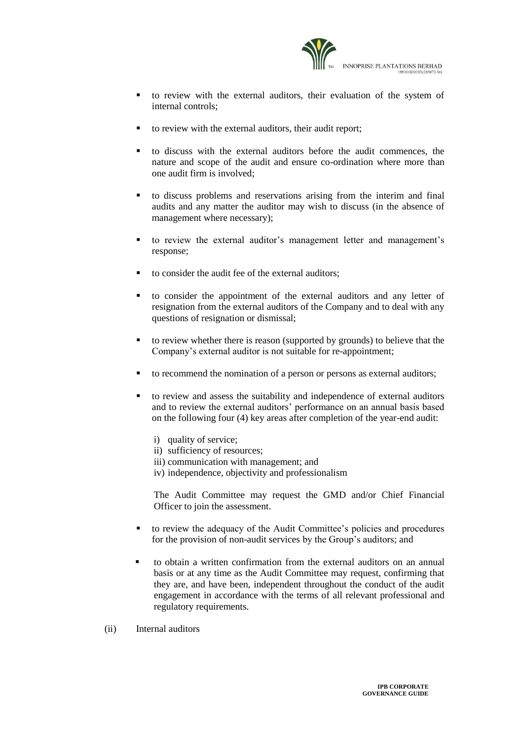- to review with the external auditors, their evaluation of the system of internal controls;
- to review with the external auditors, their audit report;
- to discuss with the external auditors before the audit commences, the nature and scope of the audit and ensure co-ordination where more than one audit firm is involved;
- to discuss problems and reservations arising from the interim and final audits and any matter the auditor may wish to discuss (in the absence of management where necessary);
- to review the external auditor's management letter and management's response;
- to consider the audit fee of the external auditors;
- to consider the appointment of the external auditors and any letter of resignation from the external auditors of the Company and to deal with any questions of resignation or dismissal;
- to review whether there is reason (supported by grounds) to believe that the Company's external auditor is not suitable for re-appointment;
- to recommend the nomination of a person or persons as external auditors;
- to review and assess the suitability and independence of external auditors and to review the external auditors' performance on an annual basis based on the following four (4) key areas after completion of the year-end audit:

  i) quality of service;
  ii) sufficiency of resources;
  iii) communication with management; and
  iv) independence, objectivity and professionalism

  The Audit Committee may request the GMD and/or Chief Financial Officer to join the assessment.

- to review the adequacy of the Audit Committee's policies and procedures for the provision of non-audit services by the Group's auditors; and
- to obtain a written confirmation from the external auditors on an annual basis or at any time as the Audit Committee may request, confirming that they are, and have been, independent throughout the conduct of the audit engagement in accordance with the terms of all relevant professional and regulatory requirements.

(ii) Internal auditors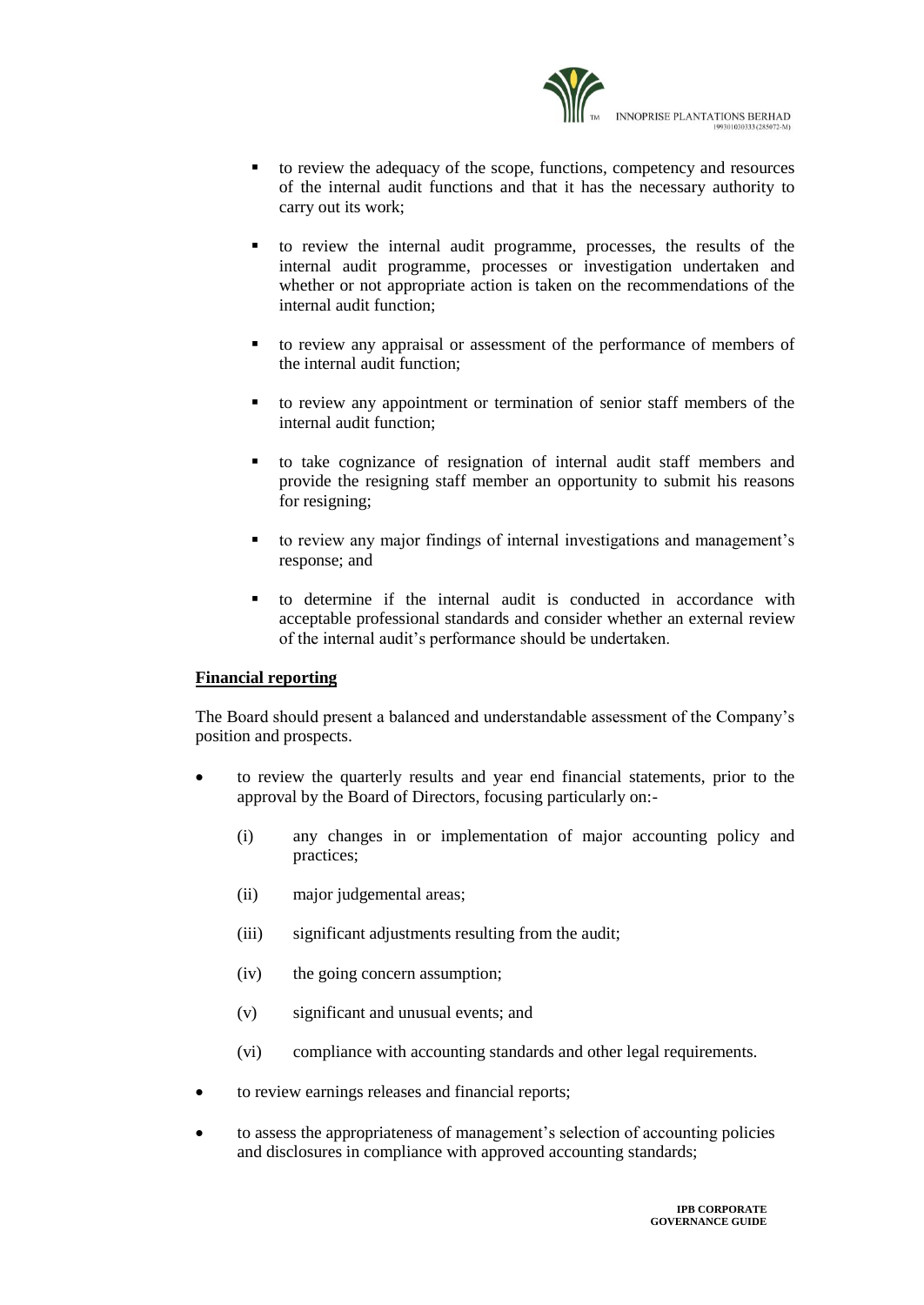- to review the adequacy of the scope, functions, competency and resources of the internal audit functions and that it has the necessary authority to carry out its work;

- to review the internal audit programme, processes, the results of the internal audit programme, processes or investigation undertaken and whether or not appropriate action is taken on the recommendations of the internal audit function;

- to review any appraisal or assessment of the performance of members of the internal audit function;

- to review any appointment or termination of senior staff members of the internal audit function;

- to take cognizance of resignation of internal audit staff members and provide the resigning staff member an opportunity to submit his reasons for resigning;

- to review any major findings of internal investigations and management's response; and

- to determine if the internal audit is conducted in accordance with acceptable professional standards and consider whether an external review of the internal audit's performance should be undertaken.

**Financial reporting**

The Board should present a balanced and understandable assessment of the Company's position and prospects.

- to review the quarterly results and year end financial statements, prior to the approval by the Board of Directors, focusing particularly on:-

  (i) any changes in or implementation of major accounting policy and practices;

  (ii) major judgemental areas;

  (iii) significant adjustments resulting from the audit;

  (iv) the going concern assumption;

  (v) significant and unusual events; and

  (vi) compliance with accounting standards and other legal requirements.

- to review earnings releases and financial reports;

- to assess the appropriateness of management's selection of accounting policies and disclosures in compliance with approved accounting standards;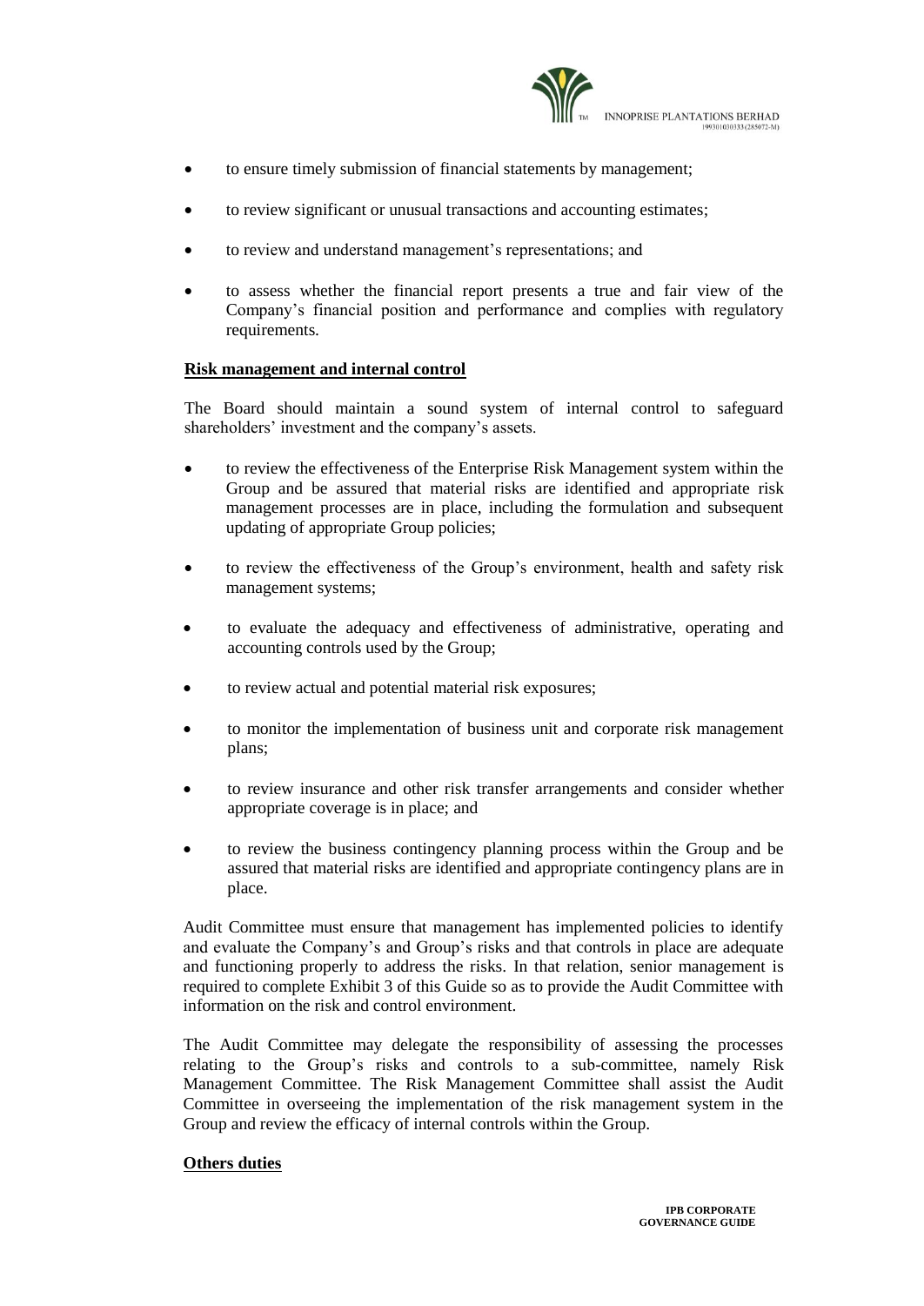- to ensure timely submission of financial statements by management;
- to review significant or unusual transactions and accounting estimates;
- to review and understand management's representations; and
- to assess whether the financial report presents a true and fair view of the Company's financial position and performance and complies with regulatory requirements.

**Risk management and internal control**

The Board should maintain a sound system of internal control to safeguard shareholders' investment and the company's assets.

- to review the effectiveness of the Enterprise Risk Management system within the Group and be assured that material risks are identified and appropriate risk management processes are in place, including the formulation and subsequent updating of appropriate Group policies;
- to review the effectiveness of the Group's environment, health and safety risk management systems;
- to evaluate the adequacy and effectiveness of administrative, operating and accounting controls used by the Group;
- to review actual and potential material risk exposures;
- to monitor the implementation of business unit and corporate risk management plans;
- to review insurance and other risk transfer arrangements and consider whether appropriate coverage is in place; and
- to review the business contingency planning process within the Group and be assured that material risks are identified and appropriate contingency plans are in place.

Audit Committee must ensure that management has implemented policies to identify and evaluate the Company's and Group's risks and that controls in place are adequate and functioning properly to address the risks. In that relation, senior management is required to complete Exhibit 3 of this Guide so as to provide the Audit Committee with information on the risk and control environment.

The Audit Committee may delegate the responsibility of assessing the processes relating to the Group's risks and controls to a sub-committee, namely Risk Management Committee. The Risk Management Committee shall assist the Audit Committee in overseeing the implementation of the risk management system in the Group and review the efficacy of internal controls within the Group.

**Others duties**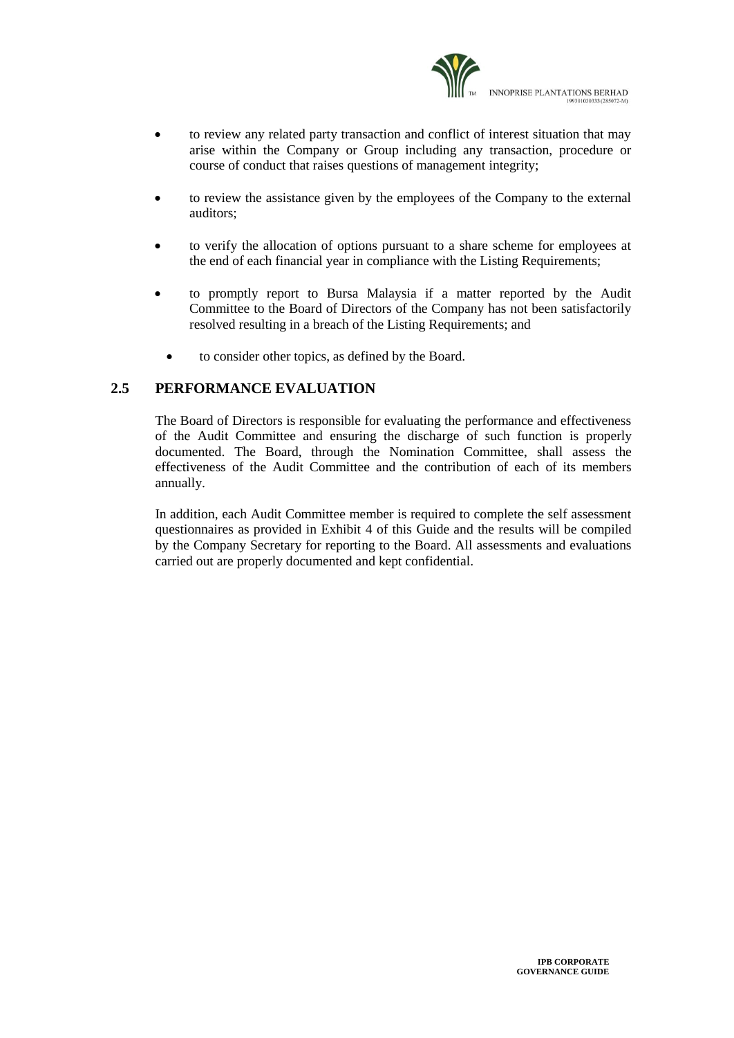- to review any related party transaction and conflict of interest situation that may arise within the Company or Group including any transaction, procedure or course of conduct that raises questions of management integrity;
- to review the assistance given by the employees of the Company to the external auditors;
- to verify the allocation of options pursuant to a share scheme for employees at the end of each financial year in compliance with the Listing Requirements;
- to promptly report to Bursa Malaysia if a matter reported by the Audit Committee to the Board of Directors of the Company has not been satisfactorily resolved resulting in a breach of the Listing Requirements; and
- to consider other topics, as defined by the Board.

## 2.5 PERFORMANCE EVALUATION

The Board of Directors is responsible for evaluating the performance and effectiveness of the Audit Committee and ensuring the discharge of such function is properly documented. The Board, through the Nomination Committee, shall assess the effectiveness of the Audit Committee and the contribution of each of its members annually.

In addition, each Audit Committee member is required to complete the self assessment questionnaires as provided in Exhibit 4 of this Guide and the results will be compiled by the Company Secretary for reporting to the Board. All assessments and evaluations carried out are properly documented and kept confidential.